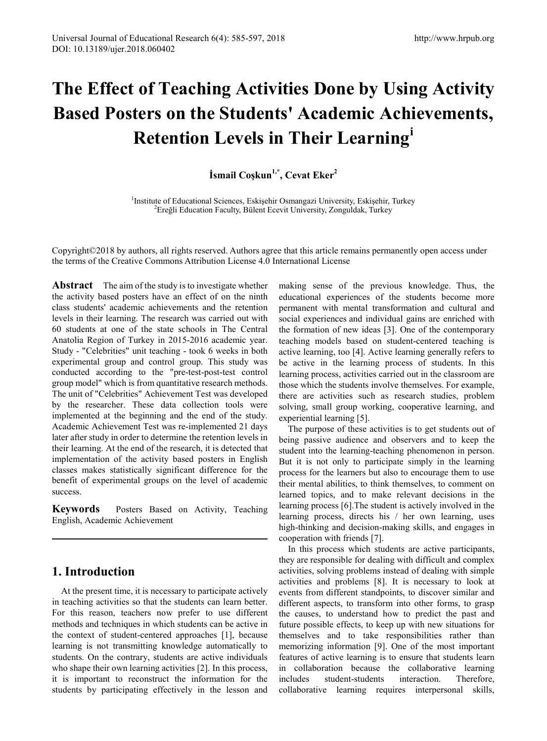# The Effect of Teaching Activities Done by Using Activity Based Posters on the Students' Academic Achievements, Retention Levels in Their Learning[i]

**İsmail Coşkun[1,*], Cevat Eker[2]**

[1]Institute of Educational Sciences, Eskişehir Osmangazi University, Eskişehir, Turkey
[2]Ereğli Education Faculty, Bülent Ecevit University, Zonguldak, Turkey

Copyright©2018 by authors, all rights reserved. Authors agree that this article remains permanently open access under the terms of the Creative Commons Attribution License 4.0 International License

**Abstract** The aim of the study is to investigate whether the activity based posters have an effect of on the ninth class students' academic achievements and the retention levels in their learning. The research was carried out with 60 students at one of the state schools in The Central Anatolia Region of Turkey in 2015-2016 academic year. Study - "Celebrities" unit teaching - took 6 weeks in both experimental group and control group. This study was conducted according to the "pre-test-post-test control group model" which is from quantitative research methods. The unit of "Celebrities" Achievement Test was developed by the researcher. These data collection tools were implemented at the beginning and the end of the study. Academic Achievement Test was re-implemented 21 days later after study in order to determine the retention levels in their learning. At the end of the research, it is detected that implementation of the activity based posters in English classes makes statistically significant difference for the benefit of experimental groups on the level of academic success.

**Keywords** Posters Based on Activity, Teaching English, Academic Achievement

## 1. Introduction

At the present time, it is necessary to participate actively in teaching activities so that the students can learn better. For this reason, teachers now prefer to use different methods and techniques in which students can be active in the context of student-centered approaches [1], because learning is not transmitting knowledge automatically to students. On the contrary, students are active individuals who shape their own learning activities [2]. In this process, it is important to reconstruct the information for the students by participating effectively in the lesson and making sense of the previous knowledge. Thus, the educational experiences of the students become more permanent with mental transformation and cultural and social experiences and individual gains are enriched with the formation of new ideas [3]. One of the contemporary teaching models based on student-centered teaching is active learning, too [4]. Active learning generally refers to be active in the learning process of students. In this learning process, activities carried out in the classroom are those which the students involve themselves. For example, there are activities such as research studies, problem solving, small group working, cooperative learning, and experiential learning [5].

The purpose of these activities is to get students out of being passive audience and observers and to keep the student into the learning-teaching phenomenon in person. But it is not only to participate simply in the learning process for the learners but also to encourage them to use their mental abilities, to think themselves, to comment on learned topics, and to make relevant decisions in the learning process [6].The student is actively involved in the learning process, directs his / her own learning, uses high-thinking and decision-making skills, and engages in cooperation with friends [7].

In this process which students are active participants, they are responsible for dealing with difficult and complex activities, solving problems instead of dealing with simple activities and problems [8]. It is necessary to look at events from different standpoints, to discover similar and different aspects, to transform into other forms, to grasp the causes, to understand how to predict the past and future possible effects, to keep up with new situations for themselves and to take responsibilities rather than memorizing information [9]. One of the most important features of active learning is to ensure that students learn in collaboration because the collaborative learning includes student-students interaction. Therefore, collaborative learning requires interpersonal skills,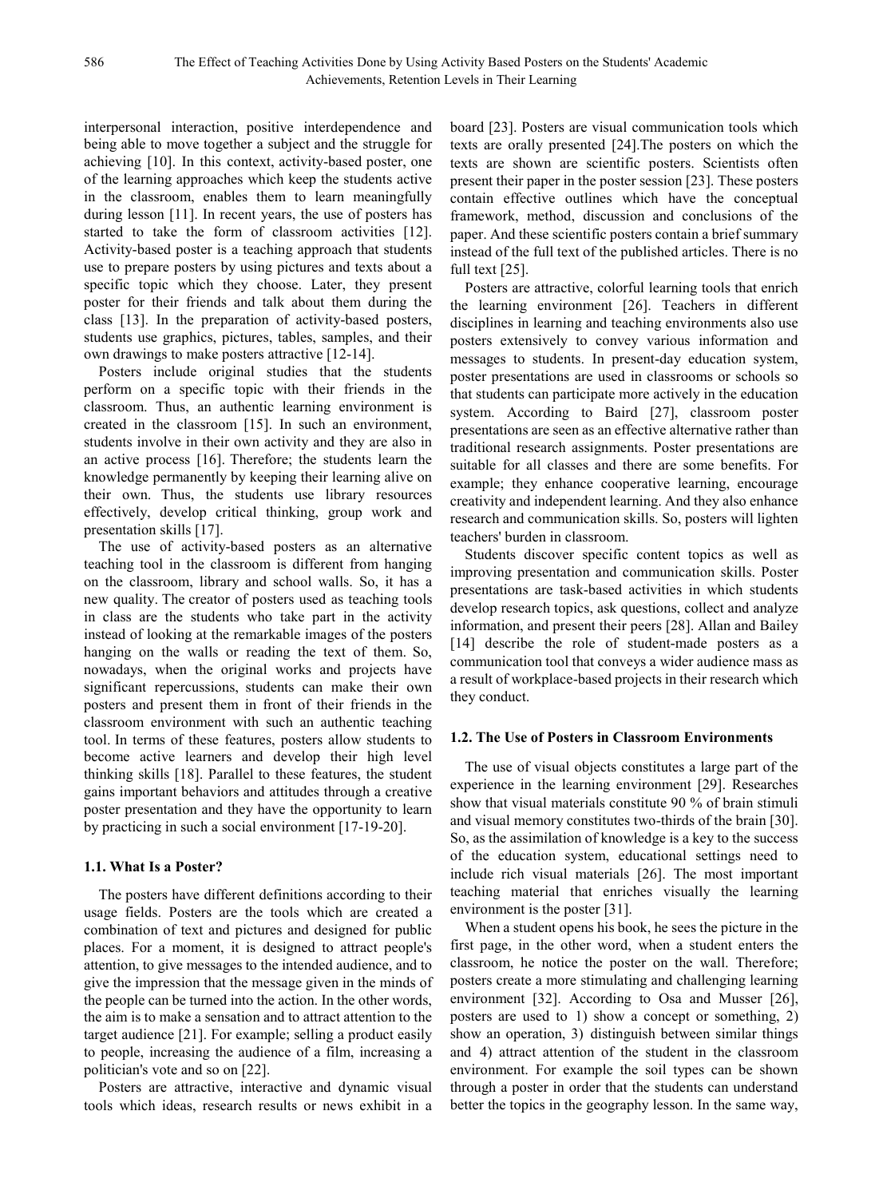interpersonal interaction, positive interdependence and being able to move together a subject and the struggle for achieving [10]. In this context, activity-based poster, one of the learning approaches which keep the students active in the classroom, enables them to learn meaningfully during lesson [11]. In recent years, the use of posters has started to take the form of classroom activities [12]. Activity-based poster is a teaching approach that students use to prepare posters by using pictures and texts about a specific topic which they choose. Later, they present poster for their friends and talk about them during the class [13]. In the preparation of activity-based posters, students use graphics, pictures, tables, samples, and their own drawings to make posters attractive [12-14].

Posters include original studies that the students perform on a specific topic with their friends in the classroom. Thus, an authentic learning environment is created in the classroom [15]. In such an environment, students involve in their own activity and they are also in an active process [16]. Therefore; the students learn the knowledge permanently by keeping their learning alive on their own. Thus, the students use library resources effectively, develop critical thinking, group work and presentation skills [17].

The use of activity-based posters as an alternative teaching tool in the classroom is different from hanging on the classroom, library and school walls. So, it has a new quality. The creator of posters used as teaching tools in class are the students who take part in the activity instead of looking at the remarkable images of the posters hanging on the walls or reading the text of them. So, nowadays, when the original works and projects have significant repercussions, students can make their own posters and present them in front of their friends in the classroom environment with such an authentic teaching tool. In terms of these features, posters allow students to become active learners and develop their high level thinking skills [18]. Parallel to these features, the student gains important behaviors and attitudes through a creative poster presentation and they have the opportunity to learn by practicing in such a social environment [17-19-20].

### 1.1. What Is a Poster?

The posters have different definitions according to their usage fields. Posters are the tools which are created a combination of text and pictures and designed for public places. For a moment, it is designed to attract people's attention, to give messages to the intended audience, and to give the impression that the message given in the minds of the people can be turned into the action. In the other words, the aim is to make a sensation and to attract attention to the target audience [21]. For example; selling a product easily to people, increasing the audience of a film, increasing a politician's vote and so on [22].

Posters are attractive, interactive and dynamic visual tools which ideas, research results or news exhibit in a board [23]. Posters are visual communication tools which texts are orally presented [24].The posters on which the texts are shown are scientific posters. Scientists often present their paper in the poster session [23]. These posters contain effective outlines which have the conceptual framework, method, discussion and conclusions of the paper. And these scientific posters contain a brief summary instead of the full text of the published articles. There is no full text [25].

Posters are attractive, colorful learning tools that enrich the learning environment [26]. Teachers in different disciplines in learning and teaching environments also use posters extensively to convey various information and messages to students. In present-day education system, poster presentations are used in classrooms or schools so that students can participate more actively in the education system. According to Baird [27], classroom poster presentations are seen as an effective alternative rather than traditional research assignments. Poster presentations are suitable for all classes and there are some benefits. For example; they enhance cooperative learning, encourage creativity and independent learning. And they also enhance research and communication skills. So, posters will lighten teachers' burden in classroom.

Students discover specific content topics as well as improving presentation and communication skills. Poster presentations are task-based activities in which students develop research topics, ask questions, collect and analyze information, and present their peers [28]. Allan and Bailey [14] describe the role of student-made posters as a communication tool that conveys a wider audience mass as a result of workplace-based projects in their research which they conduct.

### 1.2. The Use of Posters in Classroom Environments

The use of visual objects constitutes a large part of the experience in the learning environment [29]. Researches show that visual materials constitute 90 % of brain stimuli and visual memory constitutes two-thirds of the brain [30]. So, as the assimilation of knowledge is a key to the success of the education system, educational settings need to include rich visual materials [26]. The most important teaching material that enriches visually the learning environment is the poster [31].

When a student opens his book, he sees the picture in the first page, in the other word, when a student enters the classroom, he notice the poster on the wall. Therefore; posters create a more stimulating and challenging learning environment [32]. According to Osa and Musser [26], posters are used to 1) show a concept or something, 2) show an operation, 3) distinguish between similar things and 4) attract attention of the student in the classroom environment. For example the soil types can be shown through a poster in order that the students can understand better the topics in the geography lesson. In the same way,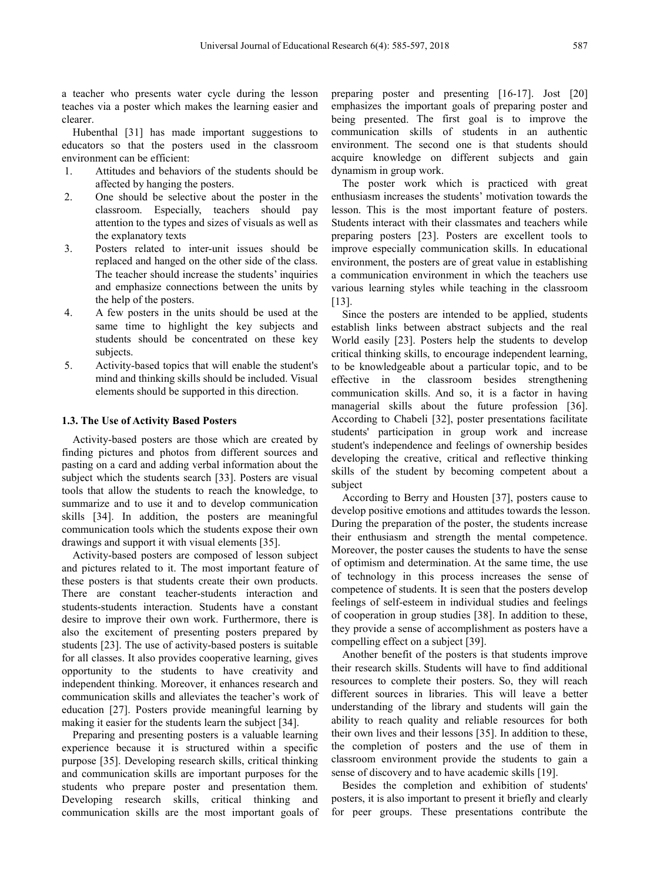a teacher who presents water cycle during the lesson teaches via a poster which makes the learning easier and clearer.

Hubenthal [31] has made important suggestions to educators so that the posters used in the classroom environment can be efficient:

1. Attitudes and behaviors of the students should be affected by hanging the posters.
2. One should be selective about the poster in the classroom. Especially, teachers should pay attention to the types and sizes of visuals as well as the explanatory texts
3. Posters related to inter-unit issues should be replaced and hanged on the other side of the class. The teacher should increase the students' inquiries and emphasize connections between the units by the help of the posters.
4. A few posters in the units should be used at the same time to highlight the key subjects and students should be concentrated on these key subjects.
5. Activity-based topics that will enable the student's mind and thinking skills should be included. Visual elements should be supported in this direction.

### 1.3. The Use of Activity Based Posters

Activity-based posters are those which are created by finding pictures and photos from different sources and pasting on a card and adding verbal information about the subject which the students search [33]. Posters are visual tools that allow the students to reach the knowledge, to summarize and to use it and to develop communication skills [34]. In addition, the posters are meaningful communication tools which the students expose their own drawings and support it with visual elements [35].

Activity-based posters are composed of lesson subject and pictures related to it. The most important feature of these posters is that students create their own products. There are constant teacher-students interaction and students-students interaction. Students have a constant desire to improve their own work. Furthermore, there is also the excitement of presenting posters prepared by students [23]. The use of activity-based posters is suitable for all classes. It also provides cooperative learning, gives opportunity to the students to have creativity and independent thinking. Moreover, it enhances research and communication skills and alleviates the teacher's work of education [27]. Posters provide meaningful learning by making it easier for the students learn the subject [34].

Preparing and presenting posters is a valuable learning experience because it is structured within a specific purpose [35]. Developing research skills, critical thinking and communication skills are important purposes for the students who prepare poster and presentation them. Developing research skills, critical thinking and communication skills are the most important goals of preparing poster and presenting [16-17]. Jost [20] emphasizes the important goals of preparing poster and being presented. The first goal is to improve the communication skills of students in an authentic environment. The second one is that students should acquire knowledge on different subjects and gain dynamism in group work.

The poster work which is practiced with great enthusiasm increases the students' motivation towards the lesson. This is the most important feature of posters. Students interact with their classmates and teachers while preparing posters [23]. Posters are excellent tools to improve especially communication skills. In educational environment, the posters are of great value in establishing a communication environment in which the teachers use various learning styles while teaching in the classroom [13].

Since the posters are intended to be applied, students establish links between abstract subjects and the real World easily [23]. Posters help the students to develop critical thinking skills, to encourage independent learning, to be knowledgeable about a particular topic, and to be effective in the classroom besides strengthening communication skills. And so, it is a factor in having managerial skills about the future profession [36]. According to Chabeli [32], poster presentations facilitate students' participation in group work and increase student's independence and feelings of ownership besides developing the creative, critical and reflective thinking skills of the student by becoming competent about a subject

According to Berry and Housten [37], posters cause to develop positive emotions and attitudes towards the lesson. During the preparation of the poster, the students increase their enthusiasm and strength the mental competence. Moreover, the poster causes the students to have the sense of optimism and determination. At the same time, the use of technology in this process increases the sense of competence of students. It is seen that the posters develop feelings of self-esteem in individual studies and feelings of cooperation in group studies [38]. In addition to these, they provide a sense of accomplishment as posters have a compelling effect on a subject [39].

Another benefit of the posters is that students improve their research skills. Students will have to find additional resources to complete their posters. So, they will reach different sources in libraries. This will leave a better understanding of the library and students will gain the ability to reach quality and reliable resources for both their own lives and their lessons [35]. In addition to these, the completion of posters and the use of them in classroom environment provide the students to gain a sense of discovery and to have academic skills [19].

Besides the completion and exhibition of students' posters, it is also important to present it briefly and clearly for peer groups. These presentations contribute the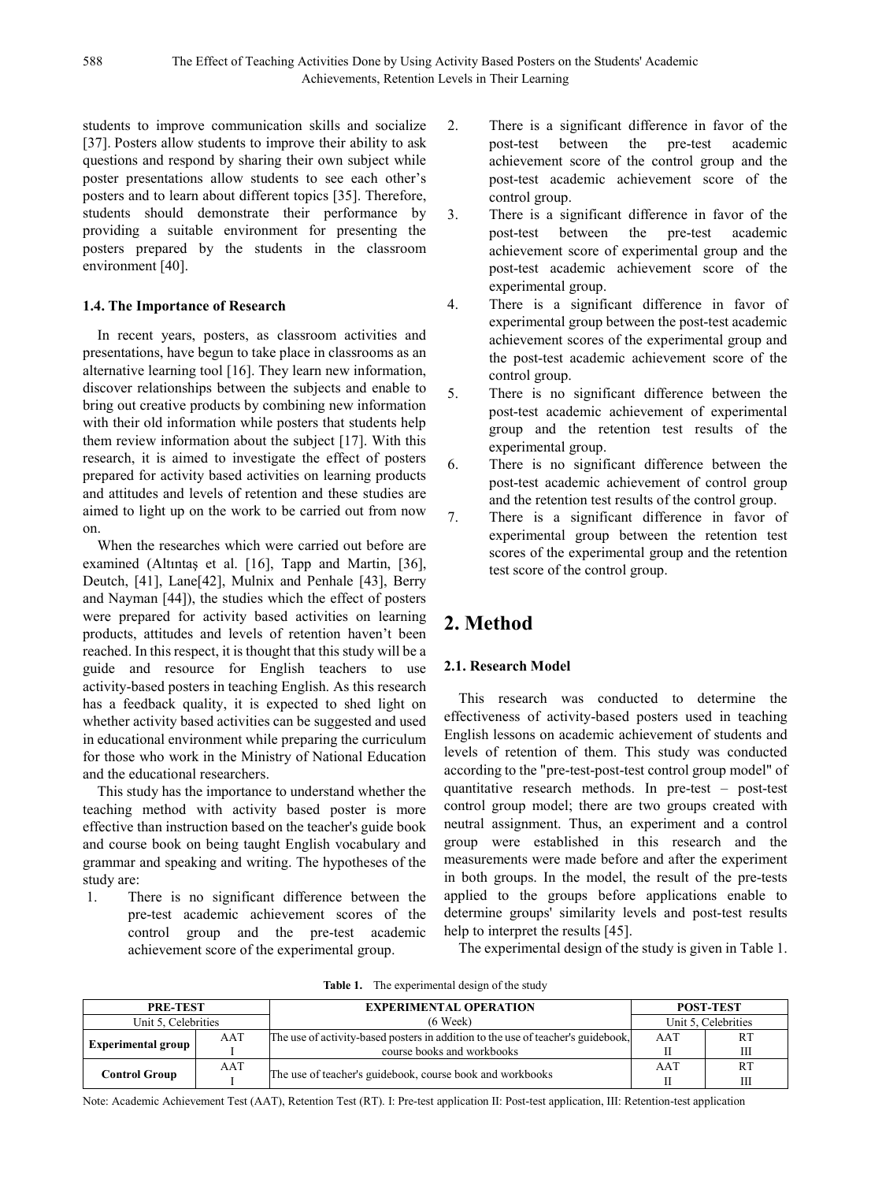students to improve communication skills and socialize [37]. Posters allow students to improve their ability to ask questions and respond by sharing their own subject while poster presentations allow students to see each other's posters and to learn about different topics [35]. Therefore, students should demonstrate their performance by providing a suitable environment for presenting the posters prepared by the students in the classroom environment [40].

### 1.4. The Importance of Research

In recent years, posters, as classroom activities and presentations, have begun to take place in classrooms as an alternative learning tool [16]. They learn new information, discover relationships between the subjects and enable to bring out creative products by combining new information with their old information while posters that students help them review information about the subject [17]. With this research, it is aimed to investigate the effect of posters prepared for activity based activities on learning products and attitudes and levels of retention and these studies are aimed to light up on the work to be carried out from now on.

When the researches which were carried out before are examined (Altıntaş et al. [16], Tapp and Martin, [36], Deutch, [41], Lane[42], Mulnix and Penhale [43], Berry and Nayman [44]), the studies which the effect of posters were prepared for activity based activities on learning products, attitudes and levels of retention haven't been reached. In this respect, it is thought that this study will be a guide and resource for English teachers to use activity-based posters in teaching English. As this research has a feedback quality, it is expected to shed light on whether activity based activities can be suggested and used in educational environment while preparing the curriculum for those who work in the Ministry of National Education and the educational researchers.

This study has the importance to understand whether the teaching method with activity based poster is more effective than instruction based on the teacher's guide book and course book on being taught English vocabulary and grammar and speaking and writing. The hypotheses of the study are:

1. There is no significant difference between the pre-test academic achievement scores of the control group and the pre-test academic achievement score of the experimental group.
2. There is a significant difference in favor of the post-test between the pre-test academic achievement score of the control group and the post-test academic achievement score of the control group.
3. There is a significant difference in favor of the post-test between the pre-test academic achievement score of experimental group and the post-test academic achievement score of the experimental group.
4. There is a significant difference in favor of experimental group between the post-test academic achievement scores of the experimental group and the post-test academic achievement score of the control group.
5. There is no significant difference between the post-test academic achievement of experimental group and the retention test results of the experimental group.
6. There is no significant difference between the post-test academic achievement of control group and the retention test results of the control group.
7. There is a significant difference in favor of experimental group between the retention test scores of the experimental group and the retention test score of the control group.

## 2. Method

### 2.1. Research Model

This research was conducted to determine the effectiveness of activity-based posters used in teaching English lessons on academic achievement of students and levels of retention of them. This study was conducted according to the "pre-test-post-test control group model" of quantitative research methods. In pre-test – post-test control group model; there are two groups created with neutral assignment. Thus, an experiment and a control group were established in this research and the measurements were made before and after the experiment in both groups. In the model, the result of the pre-tests applied to the groups before applications enable to determine groups' similarity levels and post-test results help to interpret the results [45].

The experimental design of the study is given in Table 1.

**Table 1.** The experimental design of the study

| PRE-TEST | | EXPERIMENTAL OPERATION | POST-TEST | |
|---|---|---|---|---|
| Unit 5, Celebrities | | (6 Week) | Unit 5, Celebrities | |
| **Experimental group** | AAT I | The use of activity-based posters in addition to the use of teacher's guidebook, course books and workbooks | AAT II | RT III |
| **Control Group** | AAT I | The use of teacher's guidebook, course book and workbooks | AAT II | RT III |

Note: Academic Achievement Test (AAT), Retention Test (RT). I: Pre-test application II: Post-test application, III: Retention-test application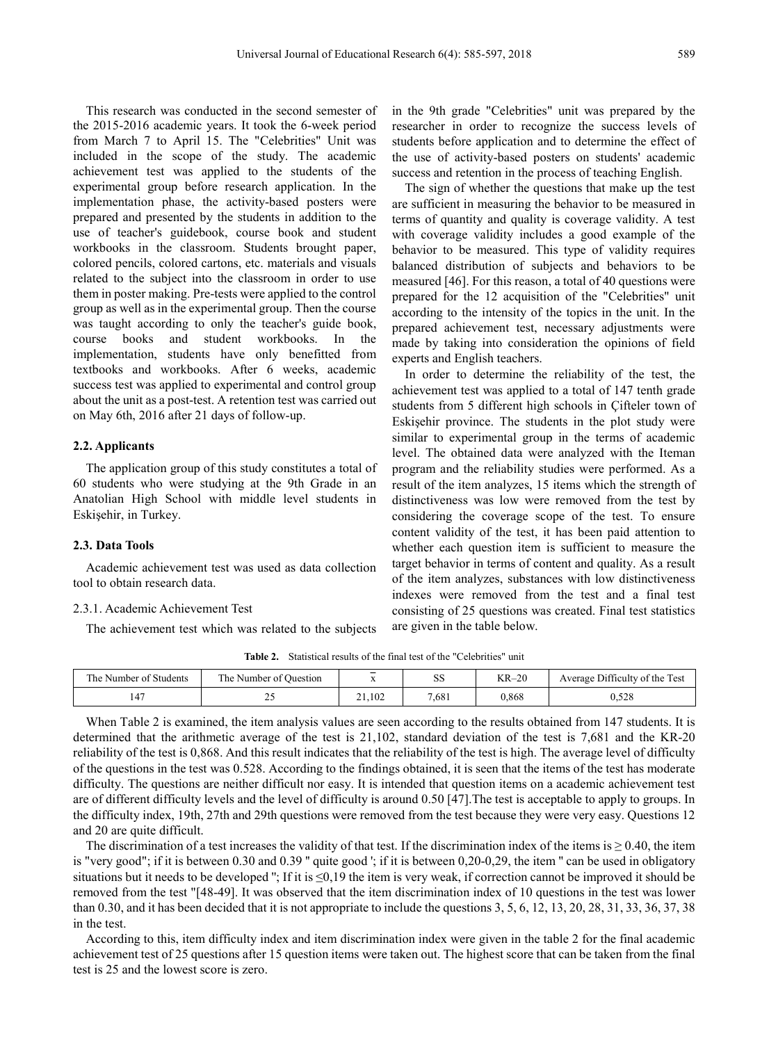This research was conducted in the second semester of the 2015-2016 academic years. It took the 6-week period from March 7 to April 15. The "Celebrities" Unit was included in the scope of the study. The academic achievement test was applied to the students of the experimental group before research application. In the implementation phase, the activity-based posters were prepared and presented by the students in addition to the use of teacher's guidebook, course book and student workbooks in the classroom. Students brought paper, colored pencils, colored cartons, etc. materials and visuals related to the subject into the classroom in order to use them in poster making. Pre-tests were applied to the control group as well as in the experimental group. Then the course was taught according to only the teacher's guide book, course books and student workbooks. In the implementation, students have only benefitted from textbooks and workbooks. After 6 weeks, academic success test was applied to experimental and control group about the unit as a post-test. A retention test was carried out on May 6th, 2016 after 21 days of follow-up.

### 2.2. Applicants

The application group of this study constitutes a total of 60 students who were studying at the 9th Grade in an Anatolian High School with middle level students in Eskişehir, in Turkey.

### 2.3. Data Tools

Academic achievement test was used as data collection tool to obtain research data.

#### 2.3.1. Academic Achievement Test

The achievement test which was related to the subjects in the 9th grade "Celebrities" unit was prepared by the researcher in order to recognize the success levels of students before application and to determine the effect of the use of activity-based posters on students' academic success and retention in the process of teaching English.

The sign of whether the questions that make up the test are sufficient in measuring the behavior to be measured in terms of quantity and quality is coverage validity. A test with coverage validity includes a good example of the behavior to be measured. This type of validity requires balanced distribution of subjects and behaviors to be measured [46]. For this reason, a total of 40 questions were prepared for the 12 acquisition of the "Celebrities" unit according to the intensity of the topics in the unit. In the prepared achievement test, necessary adjustments were made by taking into consideration the opinions of field experts and English teachers.

In order to determine the reliability of the test, the achievement test was applied to a total of 147 tenth grade students from 5 different high schools in Çifteler town of Eskişehir province. The students in the plot study were similar to experimental group in the terms of academic level. The obtained data were analyzed with the Iteman program and the reliability studies were performed. As a result of the item analyzes, 15 items which the strength of distinctiveness was low were removed from the test by considering the coverage scope of the test. To ensure content validity of the test, it has been paid attention to whether each question item is sufficient to measure the target behavior in terms of content and quality. As a result of the item analyzes, substances with low distinctiveness indexes were removed from the test and a final test consisting of 25 questions was created. Final test statistics are given in the table below.

**Table 2.** Statistical results of the final test of the "Celebrities" unit

| The Number of Students | The Number of Question | $\bar{x}$ | SS | KR–20 | Average Difficulty of the Test |
|---|---|---|---|---|---|
| 147 | 25 | 21,102 | 7,681 | 0,868 | 0,528 |

When Table 2 is examined, the item analysis values are seen according to the results obtained from 147 students. It is determined that the arithmetic average of the test is 21,102, standard deviation of the test is 7,681 and the KR-20 reliability of the test is 0,868. And this result indicates that the reliability of the test is high. The average level of difficulty of the questions in the test was 0.528. According to the findings obtained, it is seen that the items of the test has moderate difficulty. The questions are neither difficult nor easy. It is intended that question items on a academic achievement test are of different difficulty levels and the level of difficulty is around 0.50 [47].The test is acceptable to apply to groups. In the difficulty index, 19th, 27th and 29th questions were removed from the test because they were very easy. Questions 12 and 20 are quite difficult.

The discrimination of a test increases the validity of that test. If the discrimination index of the items is $\geq 0.40$, the item is "very good"; if it is between 0.30 and 0.39 " quite good '; if it is between 0,20-0,29, the item " can be used in obligatory situations but it needs to be developed "; If it is $\leq 0{,}19$ the item is very weak, if correction cannot be improved it should be removed from the test "[48-49]. It was observed that the item discrimination index of 10 questions in the test was lower than 0.30, and it has been decided that it is not appropriate to include the questions 3, 5, 6, 12, 13, 20, 28, 31, 33, 36, 37, 38 in the test.

According to this, item difficulty index and item discrimination index were given in the table 2 for the final academic achievement test of 25 questions after 15 question items were taken out. The highest score that can be taken from the final test is 25 and the lowest score is zero.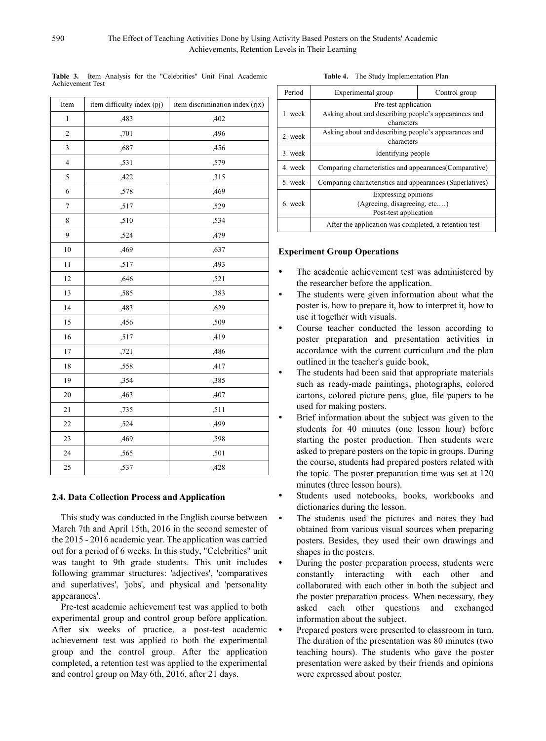**Table 3.** Item Analysis for the "Celebrities" Unit Final Academic Achievement Test

| Item | item difficulty index (pj) | item discrimination index (rjx) |
|---|---|---|
| 1 | ,483 | ,402 |
| 2 | ,701 | ,496 |
| 3 | ,687 | ,456 |
| 4 | ,531 | ,579 |
| 5 | ,422 | ,315 |
| 6 | ,578 | ,469 |
| 7 | ,517 | ,529 |
| 8 | ,510 | ,534 |
| 9 | ,524 | ,479 |
| 10 | ,469 | ,637 |
| 11 | ,517 | ,493 |
| 12 | ,646 | ,521 |
| 13 | ,585 | ,383 |
| 14 | ,483 | ,629 |
| 15 | ,456 | ,509 |
| 16 | ,517 | ,419 |
| 17 | ,721 | ,486 |
| 18 | ,558 | ,417 |
| 19 | ,354 | ,385 |
| 20 | ,463 | ,407 |
| 21 | ,735 | ,511 |
| 22 | ,524 | ,499 |
| 23 | ,469 | ,598 |
| 24 | ,565 | ,501 |
| 25 | ,537 | ,428 |

### 2.4. Data Collection Process and Application

This study was conducted in the English course between March 7th and April 15th, 2016 in the second semester of the 2015 - 2016 academic year. The application was carried out for a period of 6 weeks. In this study, "Celebrities" unit was taught to 9th grade students. This unit includes following grammar structures: 'adjectives', 'comparatives and superlatives', 'jobs', and physical and 'personality appearances'.

Pre-test academic achievement test was applied to both experimental group and control group before application. After six weeks of practice, a post-test academic achievement test was applied to both the experimental group and the control group. After the application completed, a retention test was applied to the experimental and control group on May 6th, 2016, after 21 days.

**Table 4.** The Study Implementation Plan

| Period | Experimental group | Control group |
|---|---|---|
| 1. week | Pre-test application<br>Asking about and describing people's appearances and characters | |
| 2. week | Asking about and describing people's appearances and characters | |
| 3. week | İdentifying people | |
| 4. week | Comparing characteristics and appearances(Comparative) | |
| 5. week | Comparing characteristics and appearances (Superlatives) | |
| 6. week | Expressing opinions<br>(Agreeing, disagreeing, etc.…)<br>Post-test application | |
| | After the application was completed, a retention test | |

### Experiment Group Operations

- The academic achievement test was administered by the researcher before the application.
- The students were given information about what the poster is, how to prepare it, how to interpret it, how to use it together with visuals.
- Course teacher conducted the lesson according to poster preparation and presentation activities in accordance with the current curriculum and the plan outlined in the teacher's guide book,
- The students had been said that appropriate materials such as ready-made paintings, photographs, colored cartons, colored picture pens, glue, file papers to be used for making posters.
- Brief information about the subject was given to the students for 40 minutes (one lesson hour) before starting the poster production. Then students were asked to prepare posters on the topic in groups. During the course, students had prepared posters related with the topic. The poster preparation time was set at 120 minutes (three lesson hours).
- Students used notebooks, books, workbooks and dictionaries during the lesson.
- The students used the pictures and notes they had obtained from various visual sources when preparing posters. Besides, they used their own drawings and shapes in the posters.
- During the poster preparation process, students were constantly interacting with each other and collaborated with each other in both the subject and the poster preparation process. When necessary, they asked each other questions and exchanged information about the subject.
- Prepared posters were presented to classroom in turn. The duration of the presentation was 80 minutes (two teaching hours). The students who gave the poster presentation were asked by their friends and opinions were expressed about poster.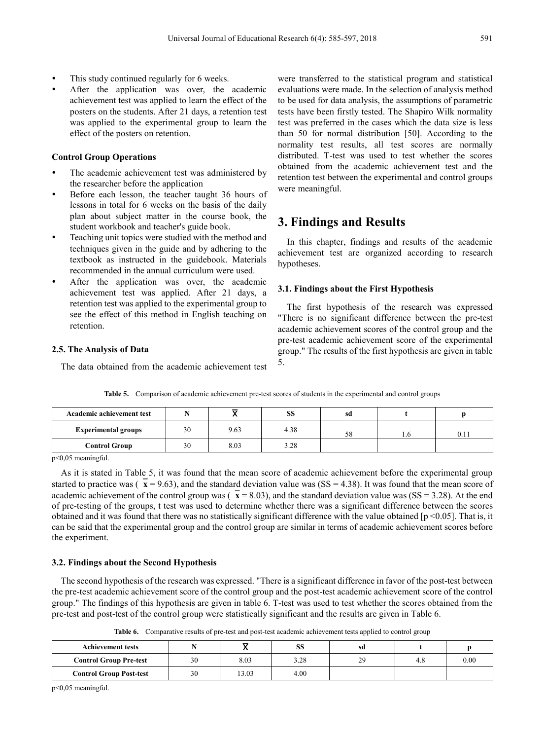- This study continued regularly for 6 weeks.
- After the application was over, the academic achievement test was applied to learn the effect of the posters on the students. After 21 days, a retention test was applied to the experimental group to learn the effect of the posters on retention.

**Control Group Operations**

- The academic achievement test was administered by the researcher before the application
- Before each lesson, the teacher taught 36 hours of lessons in total for 6 weeks on the basis of the daily plan about subject matter in the course book, the student workbook and teacher's guide book.
- Teaching unit topics were studied with the method and techniques given in the guide and by adhering to the textbook as instructed in the guidebook. Materials recommended in the annual curriculum were used.
- After the application was over, the academic achievement test was applied. After 21 days, a retention test was applied to the experimental group to see the effect of this method in English teaching on retention.

### 2.5. The Analysis of Data

The data obtained from the academic achievement test were transferred to the statistical program and statistical evaluations were made. In the selection of analysis method to be used for data analysis, the assumptions of parametric tests have been firstly tested. The Shapiro Wilk normality test was preferred in the cases which the data size is less than 50 for normal distribution [50]. According to the normality test results, all test scores are normally distributed. T-test was used to test whether the scores obtained from the academic achievement test and the retention test between the experimental and control groups were meaningful.

## 3. Findings and Results

In this chapter, findings and results of the academic achievement test are organized according to research hypotheses.

### 3.1. Findings about the First Hypothesis

The first hypothesis of the research was expressed "There is no significant difference between the pre-test academic achievement scores of the control group and the pre-test academic achievement score of the experimental group." The results of the first hypothesis are given in table 5.

**Table 5.** Comparison of academic achievement pre-test scores of students in the experimental and control groups

| Academic achievement test | N | $\bar{X}$ | SS | sd | t | p |
|---|---|---|---|---|---|---|
| Experimental groups | 30 | 9.63 | 4.38 | 58 | 1.6 | 0.11 |
| Control Group | 30 | 8.03 | 3.28 | | | |

p<0,05 meaningful.

As it is stated in Table 5, it was found that the mean score of academic achievement before the experimental group started to practice was ( $\bar{x}$ = 9.63), and the standard deviation value was (SS = 4.38). It was found that the mean score of academic achievement of the control group was ( $\bar{x}$ = 8.03), and the standard deviation value was (SS = 3.28). At the end of pre-testing of the groups, t test was used to determine whether there was a significant difference between the scores obtained and it was found that there was no statistically significant difference with the value obtained [$p < 0.05$]. That is, it can be said that the experimental group and the control group are similar in terms of academic achievement scores before the experiment.

### 3.2. Findings about the Second Hypothesis

The second hypothesis of the research was expressed. "There is a significant difference in favor of the post-test between the pre-test academic achievement score of the control group and the post-test academic achievement score of the control group." The findings of this hypothesis are given in table 6. T-test was used to test whether the scores obtained from the pre-test and post-test of the control group were statistically significant and the results are given in Table 6.

**Table 6.** Comparative results of pre-test and post-test academic achievement tests applied to control group

| Achievement tests | N | $\bar{X}$ | SS | sd | t | p |
|---|---|---|---|---|---|---|
| Control Group Pre-test | 30 | 8.03 | 3.28 | 29 | 4.8 | 0.00 |
| Control Group Post-test | 30 | 13.03 | 4.00 | | | |

p<0,05 meaningful.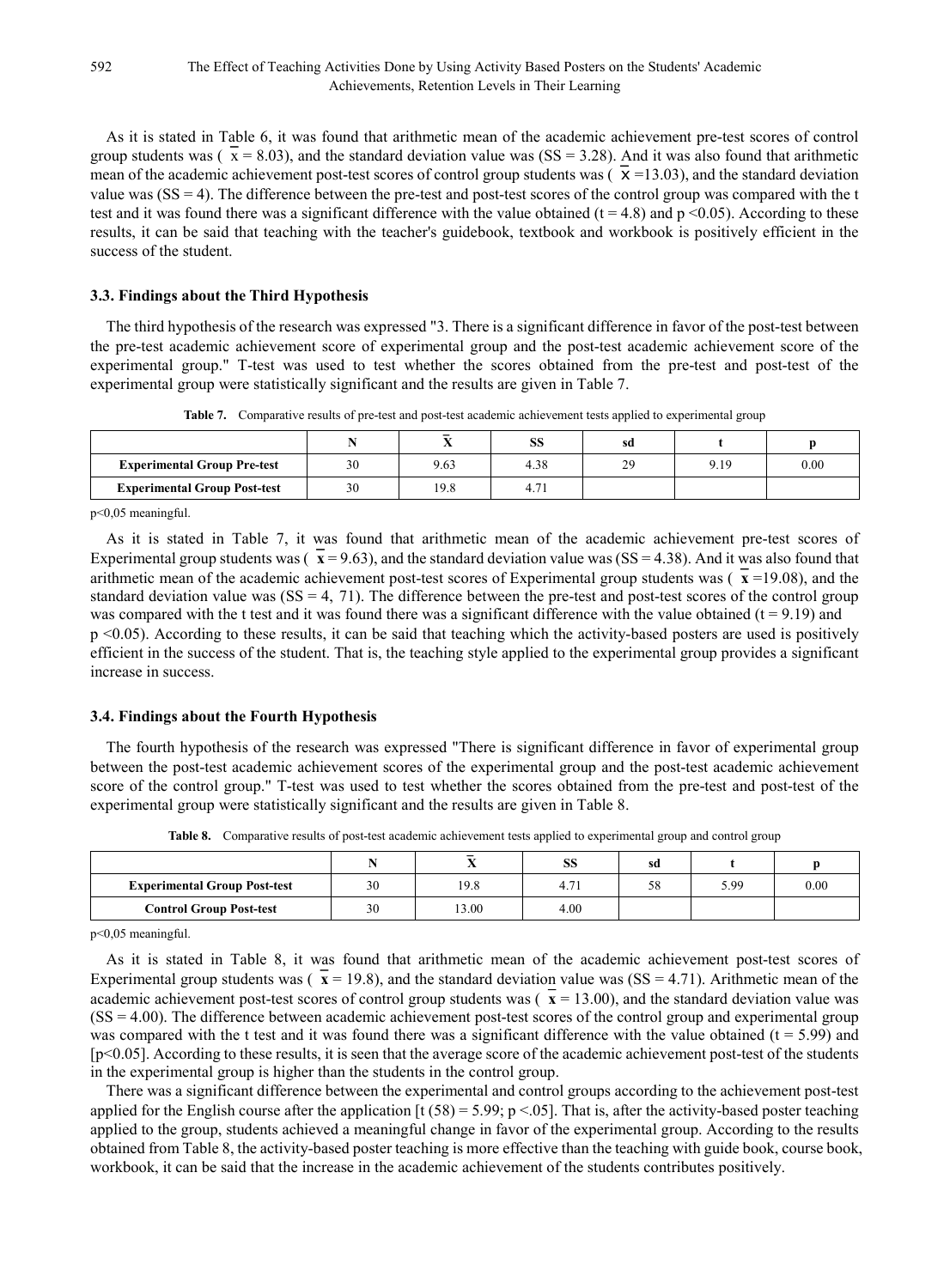As it is stated in Table 6, it was found that arithmetic mean of the academic achievement pre-test scores of control group students was ( $\overline{x}$ = 8.03), and the standard deviation value was (SS = 3.28). And it was also found that arithmetic mean of the academic achievement post-test scores of control group students was ( $\overline{\mathbf{x}}$ =13.03), and the standard deviation value was (SS = 4). The difference between the pre-test and post-test scores of the control group was compared with the t test and it was found there was a significant difference with the value obtained (t = 4.8) and p <0.05). According to these results, it can be said that teaching with the teacher's guidebook, textbook and workbook is positively efficient in the success of the student.

### 3.3. Findings about the Third Hypothesis

The third hypothesis of the research was expressed "3. There is a significant difference in favor of the post-test between the pre-test academic achievement score of experimental group and the post-test academic achievement score of the experimental group." T-test was used to test whether the scores obtained from the pre-test and post-test of the experimental group were statistically significant and the results are given in Table 7.

**Table 7.** Comparative results of pre-test and post-test academic achievement tests applied to experimental group

| | N | $\overline{X}$ | SS | sd | t | p |
|---|---|---|---|---|---|---|
| **Experimental Group Pre-test** | 30 | 9.63 | 4.38 | 29 | 9.19 | 0.00 |
| **Experimental Group Post-test** | 30 | 19.8 | 4.71 | | | |

p<0,05 meaningful.

As it is stated in Table 7, it was found that arithmetic mean of the academic achievement pre-test scores of Experimental group students was ( $\overline{\mathbf{x}}$ = 9.63), and the standard deviation value was (SS = 4.38). And it was also found that arithmetic mean of the academic achievement post-test scores of Experimental group students was ( $\overline{\mathbf{x}}$ =19.08), and the standard deviation value was (SS = 4, 71). The difference between the pre-test and post-test scores of the control group was compared with the t test and it was found there was a significant difference with the value obtained (t = 9.19) and p <0.05). According to these results, it can be said that teaching which the activity-based posters are used is positively efficient in the success of the student. That is, the teaching style applied to the experimental group provides a significant increase in success.

### 3.4. Findings about the Fourth Hypothesis

The fourth hypothesis of the research was expressed "There is significant difference in favor of experimental group between the post-test academic achievement scores of the experimental group and the post-test academic achievement score of the control group." T-test was used to test whether the scores obtained from the pre-test and post-test of the experimental group were statistically significant and the results are given in Table 8.

**Table 8.** Comparative results of post-test academic achievement tests applied to experimental group and control group

| | N | $\overline{X}$ | SS | sd | t | p |
|---|---|---|---|---|---|---|
| **Experimental Group Post-test** | 30 | 19.8 | 4.71 | 58 | 5.99 | 0.00 |
| **Control Group Post-test** | 30 | 13.00 | 4.00 | | | |

p<0,05 meaningful.

As it is stated in Table 8, it was found that arithmetic mean of the academic achievement post-test scores of Experimental group students was ( $\overline{\mathbf{x}}$ = 19.8), and the standard deviation value was (SS = 4.71). Arithmetic mean of the academic achievement post-test scores of control group students was ( $\overline{\mathbf{x}}$ = 13.00), and the standard deviation value was (SS = 4.00). The difference between academic achievement post-test scores of the control group and experimental group was compared with the t test and it was found there was a significant difference with the value obtained (t = 5.99) and [p<0.05]. According to these results, it is seen that the average score of the academic achievement post-test of the students in the experimental group is higher than the students in the control group.

There was a significant difference between the experimental and control groups according to the achievement post-test applied for the English course after the application [t (58) = 5.99; p <.05]. That is, after the activity-based poster teaching applied to the group, students achieved a meaningful change in favor of the experimental group. According to the results obtained from Table 8, the activity-based poster teaching is more effective than the teaching with guide book, course book, workbook, it can be said that the increase in the academic achievement of the students contributes positively.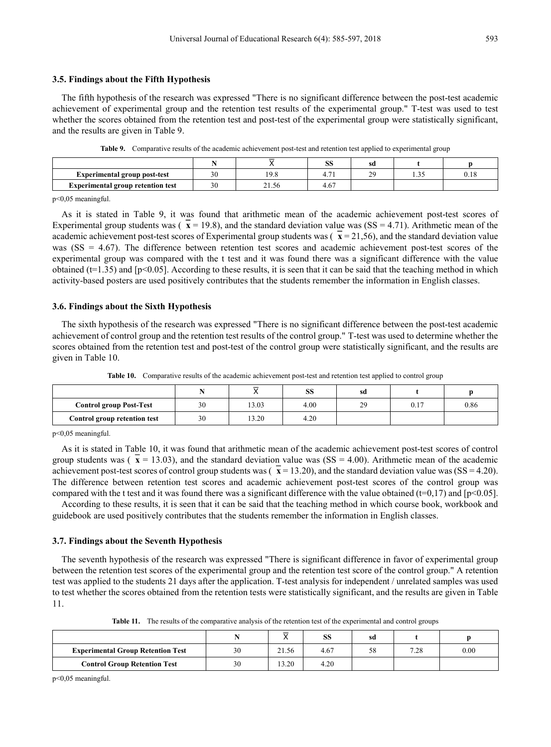### 3.5. Findings about the Fifth Hypothesis

The fifth hypothesis of the research was expressed "There is no significant difference between the post-test academic achievement of experimental group and the retention test results of the experimental group." T-test was used to test whether the scores obtained from the retention test and post-test of the experimental group were statistically significant, and the results are given in Table 9.

**Table 9.** Comparative results of the academic achievement post-test and retention test applied to experimental group

| | N | $\overline{X}$ | SS | sd | t | p |
|---|---|---|---|---|---|---|
| **Experimental group post-test** | 30 | 19.8 | 4.71 | 29 | 1.35 | 0.18 |
| **Experimental group retention test** | 30 | 21.56 | 4.67 | | | |

p<0,05 meaningful.

As it is stated in Table 9, it was found that arithmetic mean of the academic achievement post-test scores of Experimental group students was ( $\overline{x}$ = 19.8), and the standard deviation value was (SS = 4.71). Arithmetic mean of the academic achievement post-test scores of Experimental group students was ( $\overline{x}$ = 21,56), and the standard deviation value was (SS = 4.67). The difference between retention test scores and academic achievement post-test scores of the experimental group was compared with the t test and it was found there was a significant difference with the value obtained (t=1.35) and [p<0.05]. According to these results, it is seen that it can be said that the teaching method in which activity-based posters are used positively contributes that the students remember the information in English classes.

### 3.6. Findings about the Sixth Hypothesis

The sixth hypothesis of the research was expressed "There is no significant difference between the post-test academic achievement of control group and the retention test results of the control group." T-test was used to determine whether the scores obtained from the retention test and post-test of the control group were statistically significant, and the results are given in Table 10.

**Table 10.** Comparative results of the academic achievement post-test and retention test applied to control group

| | N | $\overline{X}$ | SS | sd | t | p |
|---|---|---|---|---|---|---|
| **Control group Post-Test** | 30 | 13.03 | 4.00 | 29 | 0.17 | 0.86 |
| **Control group retention test** | 30 | 13.20 | 4.20 | | | |

p<0,05 meaningful.

As it is stated in Table 10, it was found that arithmetic mean of the academic achievement post-test scores of control group students was ( $\overline{x}$ = 13.03), and the standard deviation value was (SS = 4.00). Arithmetic mean of the academic achievement post-test scores of control group students was ( $\overline{x}$ = 13.20), and the standard deviation value was (SS = 4.20). The difference between retention test scores and academic achievement post-test scores of the control group was compared with the t test and it was found there was a significant difference with the value obtained (t=0,17) and [p<0.05].

According to these results, it is seen that it can be said that the teaching method in which course book, workbook and guidebook are used positively contributes that the students remember the information in English classes.

### 3.7. Findings about the Seventh Hypothesis

The seventh hypothesis of the research was expressed "There is significant difference in favor of experimental group between the retention test scores of the experimental group and the retention test score of the control group." A retention test was applied to the students 21 days after the application. T-test analysis for independent / unrelated samples was used to test whether the scores obtained from the retention tests were statistically significant, and the results are given in Table 11.

**Table 11.** The results of the comparative analysis of the retention test of the experimental and control groups

| | N | $\overline{X}$ | SS | sd | t | p |
|---|---|---|---|---|---|---|
| **Experimental Group Retention Test** | 30 | 21.56 | 4.67 | 58 | 7.28 | 0.00 |
| **Control Group Retention Test** | 30 | 13.20 | 4.20 | | | |

p<0,05 meaningful.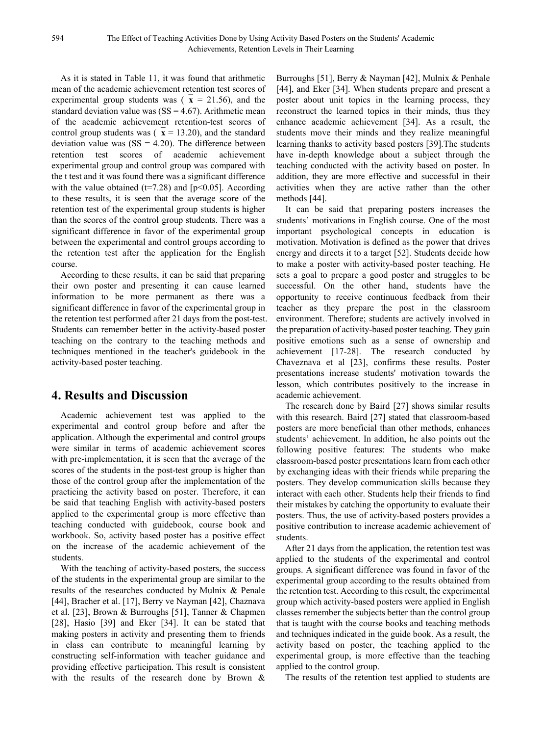As it is stated in Table 11, it was found that arithmetic mean of the academic achievement retention test scores of experimental group students was ( $\bar{x}$ = 21.56), and the standard deviation value was (SS = 4.67). Arithmetic mean of the academic achievement retention-test scores of control group students was ( $\bar{x}$ = 13.20), and the standard deviation value was (SS = 4.20). The difference between retention test scores of academic achievement experimental group and control group was compared with the t test and it was found there was a significant difference with the value obtained ($t=7.28$) and [$p<0.05$]. According to these results, it is seen that the average score of the retention test of the experimental group students is higher than the scores of the control group students. There was a significant difference in favor of the experimental group between the experimental and control groups according to the retention test after the application for the English course.

According to these results, it can be said that preparing their own poster and presenting it can cause learned information to be more permanent as there was a significant difference in favor of the experimental group in the retention test performed after 21 days from the post-test. Students can remember better in the activity-based poster teaching on the contrary to the teaching methods and techniques mentioned in the teacher's guidebook in the activity-based poster teaching.

## 4. Results and Discussion

Academic achievement test was applied to the experimental and control group before and after the application. Although the experimental and control groups were similar in terms of academic achievement scores with pre-implementation, it is seen that the average of the scores of the students in the post-test group is higher than those of the control group after the implementation of the practicing the activity based on poster. Therefore, it can be said that teaching English with activity-based posters applied to the experimental group is more effective than teaching conducted with guidebook, course book and workbook. So, activity based poster has a positive effect on the increase of the academic achievement of the students.

With the teaching of activity-based posters, the success of the students in the experimental group are similar to the results of the researches conducted by Mulnix & Penale [44], Bracher et al. [17], Berry ve Nayman [42], Chaznava et al. [23], Brown & Burroughs [51], Tanner & Chapmen [28], Hasio [39] and Eker [34]. It can be stated that making posters in activity and presenting them to friends in class can contribute to meaningful learning by constructing self-information with teacher guidance and providing effective participation. This result is consistent with the results of the research done by Brown & Burroughs [51], Berry & Nayman [42], Mulnix & Penhale [44], and Eker [34]. When students prepare and present a poster about unit topics in the learning process, they reconstruct the learned topics in their minds, thus they enhance academic achievement [34]. As a result, the students move their minds and they realize meaningful learning thanks to activity based posters [39].The students have in-depth knowledge about a subject through the teaching conducted with the activity based on poster. In addition, they are more effective and successful in their activities when they are active rather than the other methods [44].

It can be said that preparing posters increases the students' motivations in English course. One of the most important psychological concepts in education is motivation. Motivation is defined as the power that drives energy and directs it to a target [52]. Students decide how to make a poster with activity-based poster teaching. He sets a goal to prepare a good poster and struggles to be successful. On the other hand, students have the opportunity to receive continuous feedback from their teacher as they prepare the post in the classroom environment. Therefore; students are actively involved in the preparation of activity-based poster teaching. They gain positive emotions such as a sense of ownership and achievement [17-28]. The research conducted by Chaveznava et al [23], confirms these results. Poster presentations increase students' motivation towards the lesson, which contributes positively to the increase in academic achievement.

The research done by Baird [27] shows similar results with this research. Baird [27] stated that classroom-based posters are more beneficial than other methods, enhances students' achievement. In addition, he also points out the following positive features: The students who make classroom-based poster presentations learn from each other by exchanging ideas with their friends while preparing the posters. They develop communication skills because they interact with each other. Students help their friends to find their mistakes by catching the opportunity to evaluate their posters. Thus, the use of activity-based posters provides a positive contribution to increase academic achievement of students.

After 21 days from the application, the retention test was applied to the students of the experimental and control groups. A significant difference was found in favor of the experimental group according to the results obtained from the retention test. According to this result, the experimental group which activity-based posters were applied in English classes remember the subjects better than the control group that is taught with the course books and teaching methods and techniques indicated in the guide book. As a result, the activity based on poster, the teaching applied to the experimental group, is more effective than the teaching applied to the control group.

The results of the retention test applied to students are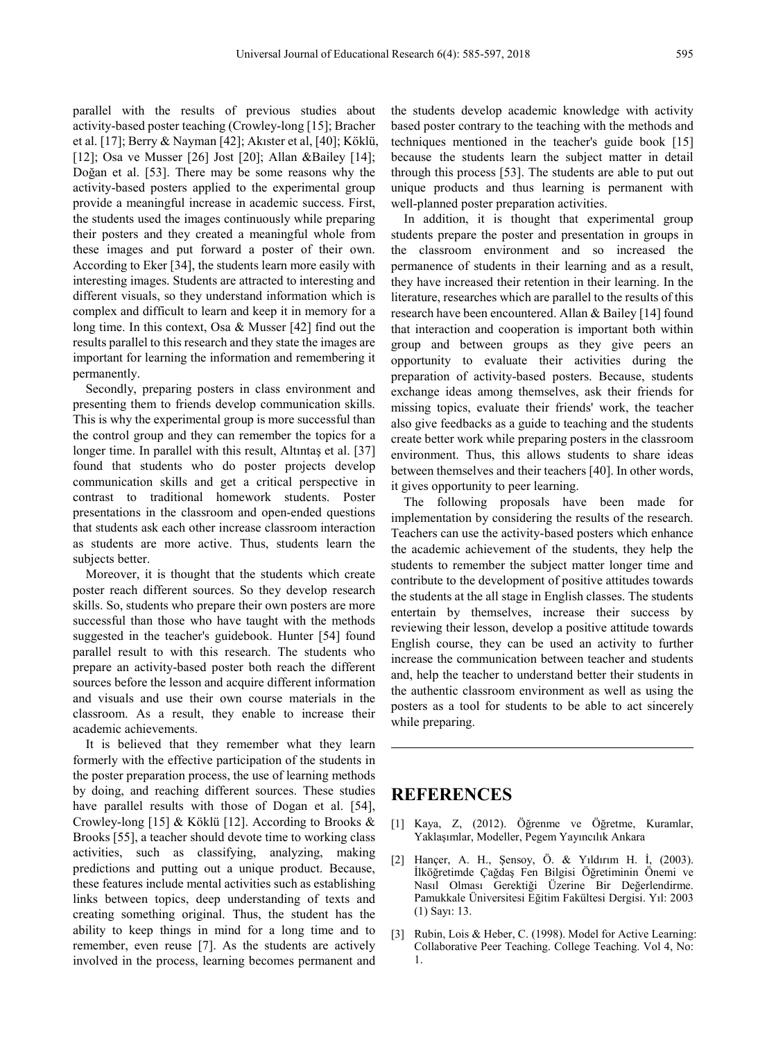parallel with the results of previous studies about activity-based poster teaching (Crowley-long [15]; Bracher et al. [17]; Berry & Nayman [42]; Akıster et al, [40]; Köklü, [12]; Osa ve Musser [26] Jost [20]; Allan &Bailey [14]; Doğan et al. [53]. There may be some reasons why the activity-based posters applied to the experimental group provide a meaningful increase in academic success. First, the students used the images continuously while preparing their posters and they created a meaningful whole from these images and put forward a poster of their own. According to Eker [34], the students learn more easily with interesting images. Students are attracted to interesting and different visuals, so they understand information which is complex and difficult to learn and keep it in memory for a long time. In this context, Osa & Musser [42] find out the results parallel to this research and they state the images are important for learning the information and remembering it permanently.

Secondly, preparing posters in class environment and presenting them to friends develop communication skills. This is why the experimental group is more successful than the control group and they can remember the topics for a longer time. In parallel with this result, Altıntaş et al. [37] found that students who do poster projects develop communication skills and get a critical perspective in contrast to traditional homework students. Poster presentations in the classroom and open-ended questions that students ask each other increase classroom interaction as students are more active. Thus, students learn the subjects better.

Moreover, it is thought that the students which create poster reach different sources. So they develop research skills. So, students who prepare their own posters are more successful than those who have taught with the methods suggested in the teacher's guidebook. Hunter [54] found parallel result to with this research. The students who prepare an activity-based poster both reach the different sources before the lesson and acquire different information and visuals and use their own course materials in the classroom. As a result, they enable to increase their academic achievements.

It is believed that they remember what they learn formerly with the effective participation of the students in the poster preparation process, the use of learning methods by doing, and reaching different sources. These studies have parallel results with those of Dogan et al. [54], Crowley-long [15] & Köklü [12]. According to Brooks & Brooks [55], a teacher should devote time to working class activities, such as classifying, analyzing, making predictions and putting out a unique product. Because, these features include mental activities such as establishing links between topics, deep understanding of texts and creating something original. Thus, the student has the ability to keep things in mind for a long time and to remember, even reuse [7]. As the students are actively involved in the process, learning becomes permanent and the students develop academic knowledge with activity based poster contrary to the teaching with the methods and techniques mentioned in the teacher's guide book [15] because the students learn the subject matter in detail through this process [53]. The students are able to put out unique products and thus learning is permanent with well-planned poster preparation activities.

In addition, it is thought that experimental group students prepare the poster and presentation in groups in the classroom environment and so increased the permanence of students in their learning and as a result, they have increased their retention in their learning. In the literature, researches which are parallel to the results of this research have been encountered. Allan & Bailey [14] found that interaction and cooperation is important both within group and between groups as they give peers an opportunity to evaluate their activities during the preparation of activity-based posters. Because, students exchange ideas among themselves, ask their friends for missing topics, evaluate their friends' work, the teacher also give feedbacks as a guide to teaching and the students create better work while preparing posters in the classroom environment. Thus, this allows students to share ideas between themselves and their teachers [40]. In other words, it gives opportunity to peer learning.

The following proposals have been made for implementation by considering the results of the research. Teachers can use the activity-based posters which enhance the academic achievement of the students, they help the students to remember the subject matter longer time and contribute to the development of positive attitudes towards the students at the all stage in English classes. The students entertain by themselves, increase their success by reviewing their lesson, develop a positive attitude towards English course, they can be used an activity to further increase the communication between teacher and students and, help the teacher to understand better their students in the authentic classroom environment as well as using the posters as a tool for students to be able to act sincerely while preparing.

# REFERENCES

[1] Kaya, Z, (2012). Öğrenme ve Öğretme, Kuramlar, Yaklaşımlar, Modeller, Pegem Yayıncılık Ankara

[2] Hançer, A. H., Şensoy, Ö. & Yıldırım H. İ, (2003). İlköğretimde Çağdaş Fen Bilgisi Öğretiminin Önemi ve Nasıl Olması Gerektiği Üzerine Bir Değerlendirme. Pamukkale Üniversitesi Eğitim Fakültesi Dergisi. Yıl: 2003 (1) Sayı: 13.

[3] Rubin, Lois & Heber, C. (1998). Model for Active Learning: Collaborative Peer Teaching. College Teaching. Vol 4, No: 1.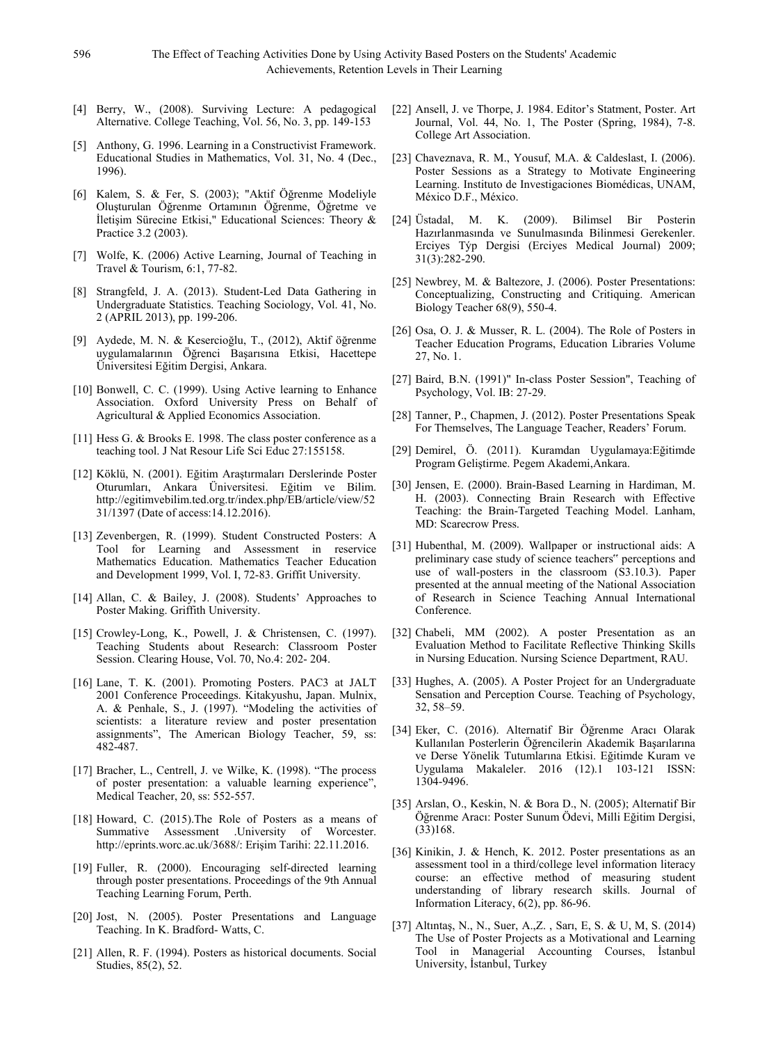[4] Berry, W., (2008). Surviving Lecture: A pedagogical Alternative. College Teaching, Vol. 56, No. 3, pp. 149-153

[5] Anthony, G. 1996. Learning in a Constructivist Framework. Educational Studies in Mathematics, Vol. 31, No. 4 (Dec., 1996).

[6] Kalem, S. & Fer, S. (2003); "Aktif Öğrenme Modeliyle Oluşturulan Öğrenme Ortamının Öğrenme, Öğretme ve İletişim Sürecine Etkisi," Educational Sciences: Theory & Practice 3.2 (2003).

[7] Wolfe, K. (2006) Active Learning, Journal of Teaching in Travel & Tourism, 6:1, 77-82.

[8] Strangfeld, J. A. (2013). Student-Led Data Gathering in Undergraduate Statistics. Teaching Sociology, Vol. 41, No. 2 (APRIL 2013), pp. 199-206.

[9] Aydede, M. N. & Kesercioğlu, T., (2012), Aktif öğrenme uygulamalarının Öğrenci Başarısına Etkisi, Hacettepe Üniversitesi Eğitim Dergisi, Ankara.

[10] Bonwell, C. C. (1999). Using Active learning to Enhance Association. Oxford University Press on Behalf of Agricultural & Applied Economics Association.

[11] Hess G. & Brooks E. 1998. The class poster conference as a teaching tool. J Nat Resour Life Sci Educ 27:155158.

[12] Köklü, N. (2001). Eğitim Araştırmaları Derslerinde Poster Oturumları, Ankara Üniversitesi. Eğitim ve Bilim. http://egitimvebilim.ted.org.tr/index.php/EB/article/view/5231/1397 (Date of access:14.12.2016).

[13] Zevenbergen, R. (1999). Student Constructed Posters: A Tool for Learning and Assessment in reservice Mathematics Education. Mathematics Teacher Education and Development 1999, Vol. I, 72-83. Griffit University.

[14] Allan, C. & Bailey, J. (2008). Students' Approaches to Poster Making. Griffith University.

[15] Crowley-Long, K., Powell, J. & Christensen, C. (1997). Teaching Students about Research: Classroom Poster Session. Clearing House, Vol. 70, No.4: 202- 204.

[16] Lane, T. K. (2001). Promoting Posters. PAC3 at JALT 2001 Conference Proceedings. Kitakyushu, Japan. Mulnix, A. & Penhale, S., J. (1997). "Modeling the activities of scientists: a literature review and poster presentation assignments", The American Biology Teacher, 59, ss: 482-487.

[17] Bracher, L., Centrell, J. ve Wilke, K. (1998). "The process of poster presentation: a valuable learning experience", Medical Teacher, 20, ss: 552-557.

[18] Howard, C. (2015).The Role of Posters as a means of Summative Assessment .University of Worcester. http://eprints.worc.ac.uk/3688/: Erişim Tarihi: 22.11.2016.

[19] Fuller, R. (2000). Encouraging self-directed learning through poster presentations. Proceedings of the 9th Annual Teaching Learning Forum, Perth.

[20] Jost, N. (2005). Poster Presentations and Language Teaching. In K. Bradford- Watts, C.

[21] Allen, R. F. (1994). Posters as historical documents. Social Studies, 85(2), 52.

[22] Ansell, J. ve Thorpe, J. 1984. Editor's Statment, Poster. Art Journal, Vol. 44, No. 1, The Poster (Spring, 1984), 7-8. College Art Association.

[23] Chaveznava, R. M., Yousuf, M.A. & Caldeslast, I. (2006). Poster Sessions as a Strategy to Motivate Engineering Learning. Instituto de Investigaciones Biomédicas, UNAM, México D.F., México.

[24] Üstadal, M. K. (2009). Bilimsel Bir Posterin Hazırlanmasında ve Sunulmasında Bilinmesi Gerekenler. Erciyes Týp Dergisi (Erciyes Medical Journal) 2009; 31(3):282-290.

[25] Newbrey, M. & Baltezore, J. (2006). Poster Presentations: Conceptualizing, Constructing and Critiquing. American Biology Teacher 68(9), 550-4.

[26] Osa, O. J. & Musser, R. L. (2004). The Role of Posters in Teacher Education Programs, Education Libraries Volume 27, No. 1.

[27] Baird, B.N. (1991)" In-class Poster Session", Teaching of Psychology, Vol. IB: 27-29.

[28] Tanner, P., Chapmen, J. (2012). Poster Presentations Speak For Themselves, The Language Teacher, Readers' Forum.

[29] Demirel, Ö. (2011). Kuramdan Uygulamaya:Eğitimde Program Geliştirme. Pegem Akademi,Ankara.

[30] Jensen, E. (2000). Brain-Based Learning in Hardiman, M. H. (2003). Connecting Brain Research with Effective Teaching: the Brain-Targeted Teaching Model. Lanham, MD: Scarecrow Press.

[31] Hubenthal, M. (2009). Wallpaper or instructional aids: A preliminary case study of science teachers" perceptions and use of wall-posters in the classroom (S3.10.3). Paper presented at the annual meeting of the National Association of Research in Science Teaching Annual International Conference.

[32] Chabeli, MM (2002). A poster Presentation as an Evaluation Method to Facilitate Reflective Thinking Skills in Nursing Education. Nursing Science Department, RAU.

[33] Hughes, A. (2005). A Poster Project for an Undergraduate Sensation and Perception Course. Teaching of Psychology, 32, 58–59.

[34] Eker, C. (2016). Alternatif Bir Öğrenme Aracı Olarak Kullanılan Posterlerin Öğrencilerin Akademik Başarılarına ve Derse Yönelik Tutumlarına Etkisi. Eğitimde Kuram ve Uygulama Makaleler. 2016 (12).1 103-121 ISSN: 1304-9496.

[35] Arslan, O., Keskin, N. & Bora D., N. (2005); Alternatif Bir Öğrenme Aracı: Poster Sunum Ödevi, Milli Eğitim Dergisi, (33)168.

[36] Kinikin, J. & Hench, K. 2012. Poster presentations as an assessment tool in a third/college level information literacy course: an effective method of measuring student understanding of library research skills. Journal of Information Literacy, 6(2), pp. 86-96.

[37] Altıntaş, N., N., Suer, A.,Z. , Sarı, E, S. & U, M, S. (2014) The Use of Poster Projects as a Motivational and Learning Tool in Managerial Accounting Courses, İstanbul University, İstanbul, Turkey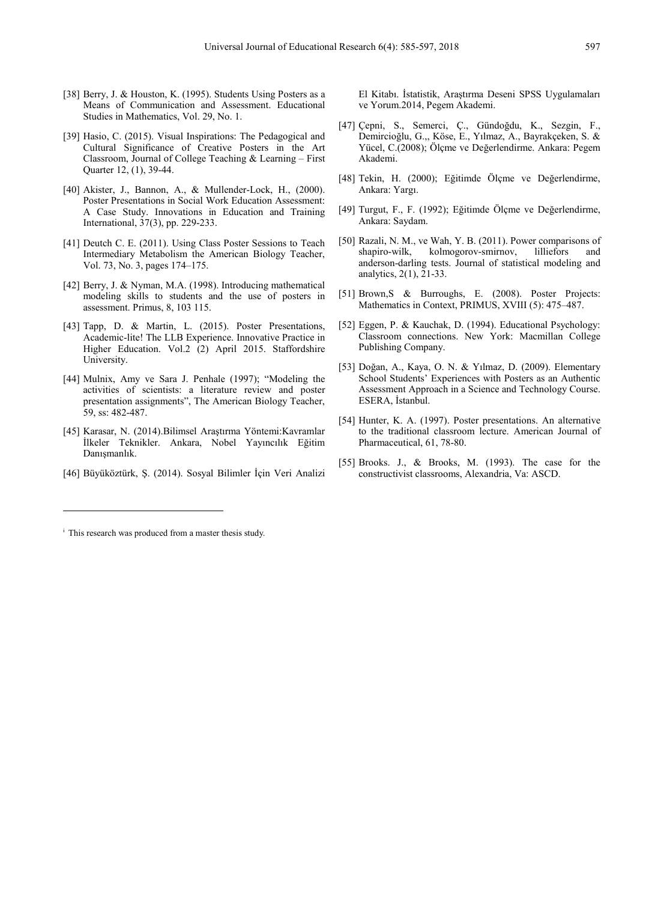[38] Berry, J. & Houston, K. (1995). Students Using Posters as a Means of Communication and Assessment. Educational Studies in Mathematics, Vol. 29, No. 1.

[39] Hasio, C. (2015). Visual Inspirations: The Pedagogical and Cultural Significance of Creative Posters in the Art Classroom, Journal of College Teaching & Learning – First Quarter 12, (1), 39-44.

[40] Akister, J., Bannon, A., & Mullender-Lock, H., (2000). Poster Presentations in Social Work Education Assessment: A Case Study. Innovations in Education and Training International, 37(3), pp. 229-233.

[41] Deutch C. E. (2011). Using Class Poster Sessions to Teach Intermediary Metabolism the American Biology Teacher, Vol. 73, No. 3, pages 174–175.

[42] Berry, J. & Nyman, M.A. (1998). Introducing mathematical modeling skills to students and the use of posters in assessment. Primus, 8, 103 115.

[43] Tapp, D. & Martin, L. (2015). Poster Presentations, Academic-lite! The LLB Experience. Innovative Practice in Higher Education. Vol.2 (2) April 2015. Staffordshire University.

[44] Mulnix, Amy ve Sara J. Penhale (1997); "Modeling the activities of scientists: a literature review and poster presentation assignments", The American Biology Teacher, 59, ss: 482-487.

[45] Karasar, N. (2014).Bilimsel Araştırma Yöntemi:Kavramlar İlkeler Teknikler. Ankara, Nobel Yayıncılık Eğitim Danışmanlık.

[46] Büyüköztürk, Ş. (2014). Sosyal Bilimler İçin Veri Analizi El Kitabı. İstatistik, Araştırma Deseni SPSS Uygulamaları ve Yorum.2014, Pegem Akademi.

[47] Çepni, S., Semerci, Ç., Gündoğdu, K., Sezgin, F., Demircioğlu, G.,, Köse, E., Yılmaz, A., Bayrakçeken, S. & Yücel, C.(2008); Ölçme ve Değerlendirme. Ankara: Pegem Akademi.

[48] Tekin, H. (2000); Eğitimde Ölçme ve Değerlendirme, Ankara: Yargı.

[49] Turgut, F., F. (1992); Eğitimde Ölçme ve Değerlendirme, Ankara: Saydam.

[50] Razali, N. M., ve Wah, Y. B. (2011). Power comparisons of shapiro-wilk, kolmogorov-smirnov, lilliefors and anderson-darling tests. Journal of statistical modeling and analytics, 2(1), 21-33.

[51] Brown,S & Burroughs, E. (2008). Poster Projects: Mathematics in Context, PRIMUS, XVIII (5): 475–487.

[52] Eggen, P. & Kauchak, D. (1994). Educational Psychology: Classroom connections. New York: Macmillan College Publishing Company.

[53] Doğan, A., Kaya, O. N. & Yılmaz, D. (2009). Elementary School Students' Experiences with Posters as an Authentic Assessment Approach in a Science and Technology Course. ESERA, İstanbul.

[54] Hunter, K. A. (1997). Poster presentations. An alternative to the traditional classroom lecture. American Journal of Pharmaceutical, 61, 78-80.

[55] Brooks. J., & Brooks, M. (1993). The case for the constructivist classrooms, Alexandria, Va: ASCD.

---

[i] This research was produced from a master thesis study.